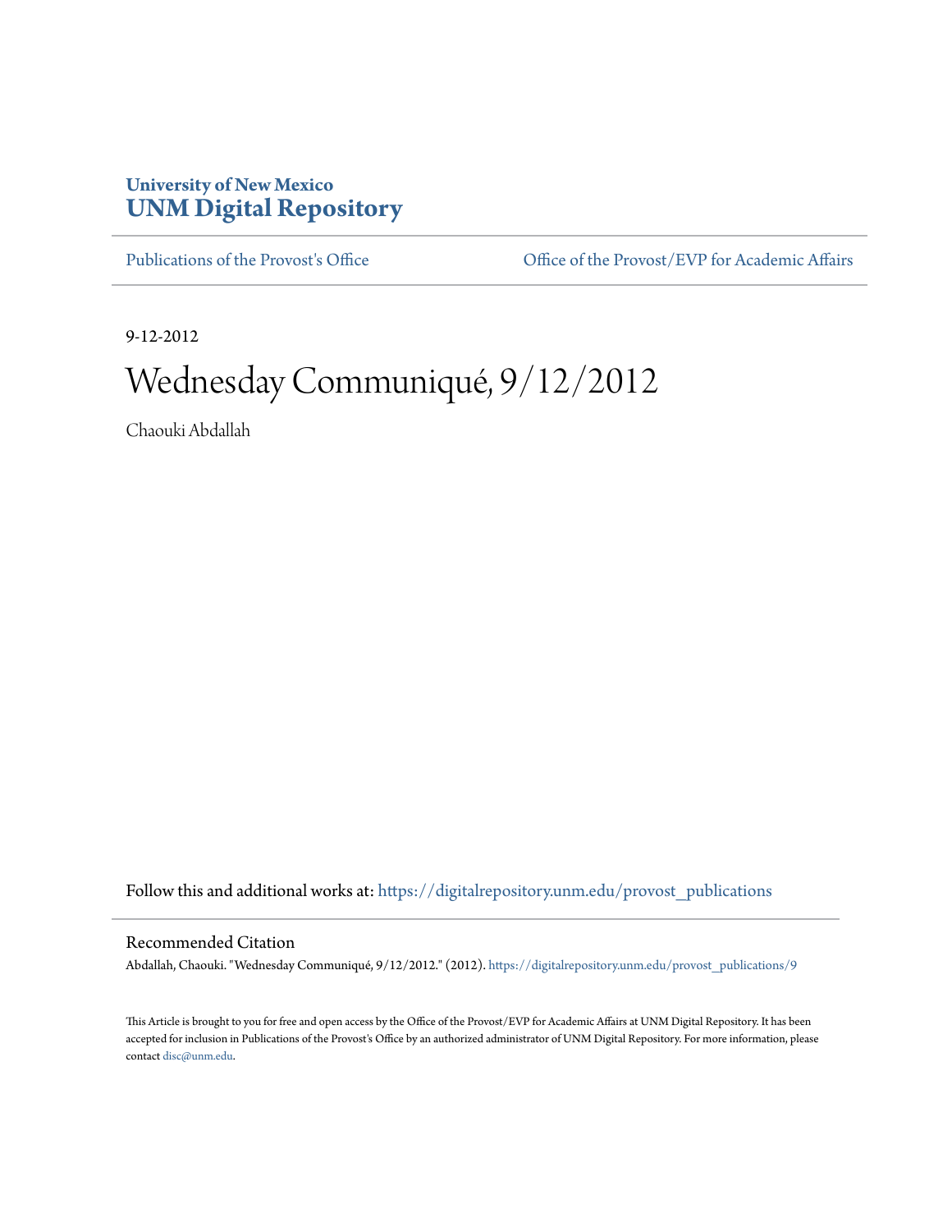University of New Mexico
**UNM Digital Repository**

Publications of the Provost's Office | Office of the Provost/EVP for Academic Affairs

9-12-2012

# Wednesday Communiqué, 9/12/2012

Chaouki Abdallah

Follow this and additional works at: https://digitalrepository.unm.edu/provost_publications

## Recommended Citation

Abdallah, Chaouki. "Wednesday Communiqué, 9/12/2012." (2012). https://digitalrepository.unm.edu/provost_publications/9

This Article is brought to you for free and open access by the Office of the Provost/EVP for Academic Affairs at UNM Digital Repository. It has been accepted for inclusion in Publications of the Provost's Office by an authorized administrator of UNM Digital Repository. For more information, please contact disc@unm.edu.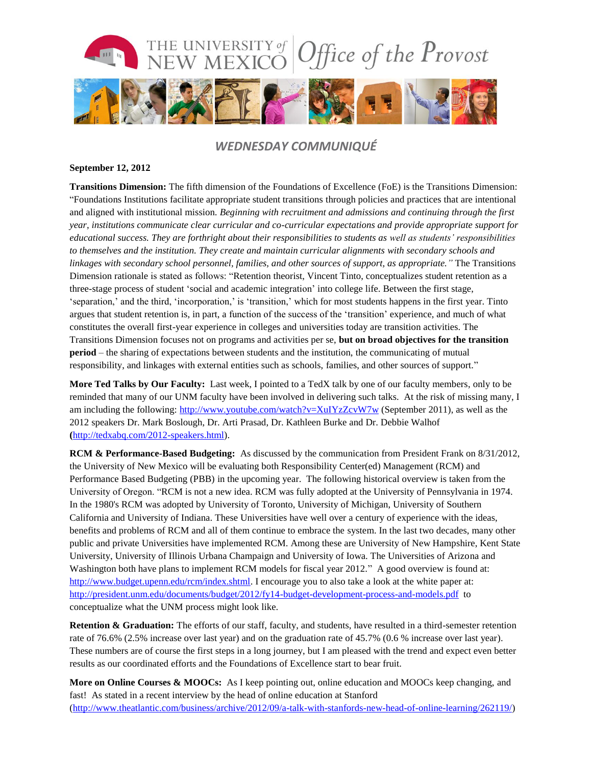THE UNIVERSITY *of* NEW MEXICO | *Office of the Provost*

## *WEDNESDAY COMMUNIQUÉ*

**September 12, 2012**

**Transitions Dimension:** The fifth dimension of the Foundations of Excellence (FoE) is the Transitions Dimension: "Foundations Institutions facilitate appropriate student transitions through policies and practices that are intentional and aligned with institutional mission. *Beginning with recruitment and admissions and continuing through the first year, institutions communicate clear curricular and co-curricular expectations and provide appropriate support for educational success. They are forthright about their responsibilities to students as well as students' responsibilities to themselves and the institution. They create and maintain curricular alignments with secondary schools and linkages with secondary school personnel, families, and other sources of support, as appropriate."* The Transitions Dimension rationale is stated as follows: "Retention theorist, Vincent Tinto, conceptualizes student retention as a three-stage process of student 'social and academic integration' into college life. Between the first stage, 'separation,' and the third, 'incorporation,' is 'transition,' which for most students happens in the first year. Tinto argues that student retention is, in part, a function of the success of the 'transition' experience, and much of what constitutes the overall first-year experience in colleges and universities today are transition activities. The Transitions Dimension focuses not on programs and activities per se, **but on broad objectives for the transition period** – the sharing of expectations between students and the institution, the communicating of mutual responsibility, and linkages with external entities such as schools, families, and other sources of support."

**More Ted Talks by Our Faculty:** Last week, I pointed to a TedX talk by one of our faculty members, only to be reminded that many of our UNM faculty have been involved in delivering such talks. At the risk of missing many, I am including the following: http://www.youtube.com/watch?v=XuIYzZcvW7w (September 2011), as well as the 2012 speakers Dr. Mark Boslough, Dr. Arti Prasad, Dr. Kathleen Burke and Dr. Debbie Walhof **(**http://tedxabq.com/2012-speakers.html).

**RCM & Performance-Based Budgeting:** As discussed by the communication from President Frank on 8/31/2012, the University of New Mexico will be evaluating both Responsibility Center(ed) Management (RCM) and Performance Based Budgeting (PBB) in the upcoming year. The following historical overview is taken from the University of Oregon. "RCM is not a new idea. RCM was fully adopted at the University of Pennsylvania in 1974. In the 1980's RCM was adopted by University of Toronto, University of Michigan, University of Southern California and University of Indiana. These Universities have well over a century of experience with the ideas, benefits and problems of RCM and all of them continue to embrace the system. In the last two decades, many other public and private Universities have implemented RCM. Among these are University of New Hampshire, Kent State University, University of Illinois Urbana Champaign and University of Iowa. The Universities of Arizona and Washington both have plans to implement RCM models for fiscal year 2012." A good overview is found at: http://www.budget.upenn.edu/rcm/index.shtml. I encourage you to also take a look at the white paper at: http://president.unm.edu/documents/budget/2012/fy14-budget-development-process-and-models.pdf to conceptualize what the UNM process might look like.

**Retention & Graduation:** The efforts of our staff, faculty, and students, have resulted in a third-semester retention rate of 76.6% (2.5% increase over last year) and on the graduation rate of 45.7% (0.6 % increase over last year). These numbers are of course the first steps in a long journey, but I am pleased with the trend and expect even better results as our coordinated efforts and the Foundations of Excellence start to bear fruit.

**More on Online Courses & MOOCs:** As I keep pointing out, online education and MOOCs keep changing, and fast! As stated in a recent interview by the head of online education at Stanford (http://www.theatlantic.com/business/archive/2012/09/a-talk-with-stanfords-new-head-of-online-learning/262119/)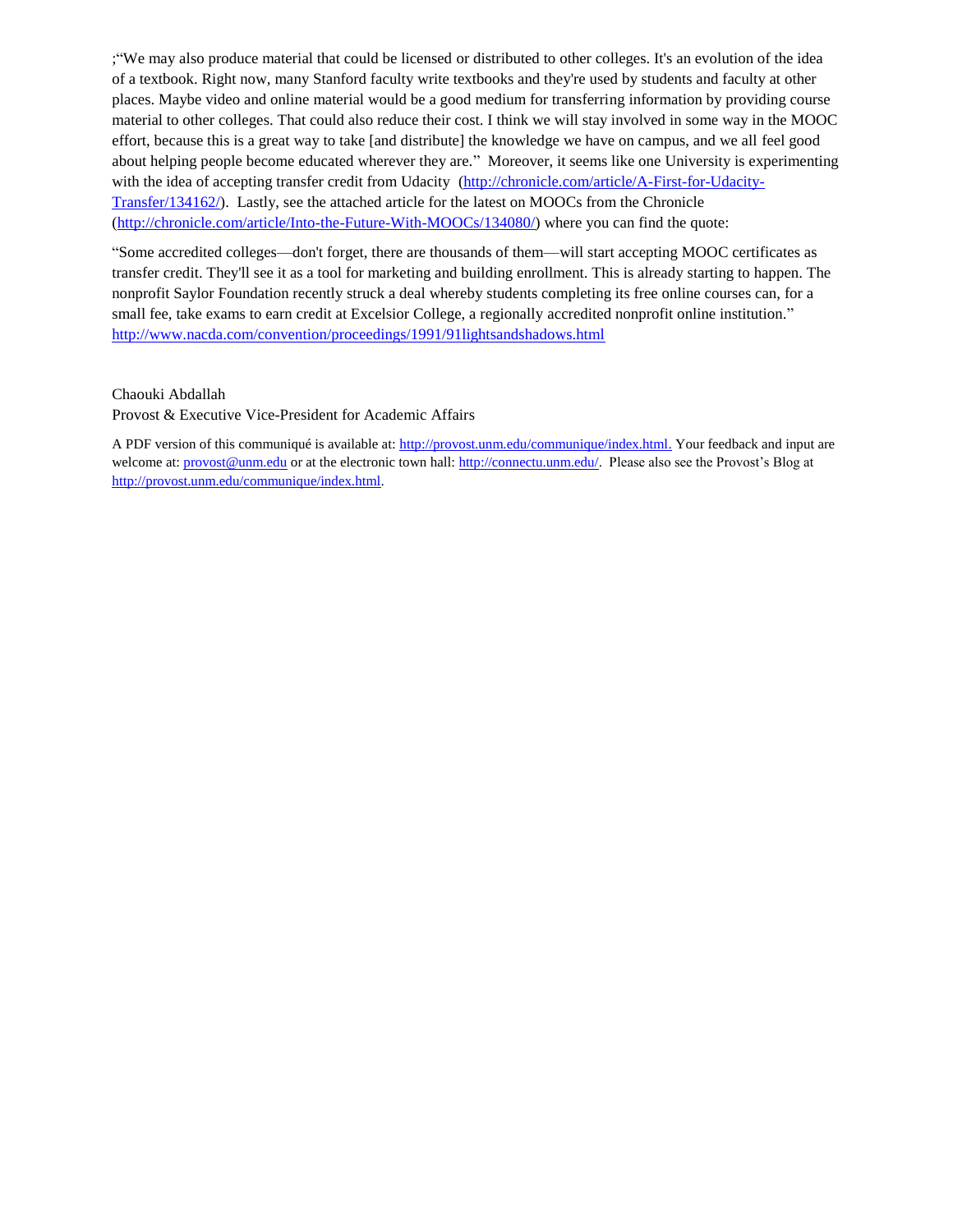;"We may also produce material that could be licensed or distributed to other colleges. It's an evolution of the idea of a textbook. Right now, many Stanford faculty write textbooks and they're used by students and faculty at other places. Maybe video and online material would be a good medium for transferring information by providing course material to other colleges. That could also reduce their cost. I think we will stay involved in some way in the MOOC effort, because this is a great way to take [and distribute] the knowledge we have on campus, and we all feel good about helping people become educated wherever they are." Moreover, it seems like one University is experimenting with the idea of accepting transfer credit from Udacity (http://chronicle.com/article/A-First-for-Udacity-Transfer/134162/). Lastly, see the attached article for the latest on MOOCs from the Chronicle (http://chronicle.com/article/Into-the-Future-With-MOOCs/134080/) where you can find the quote:

"Some accredited colleges—don't forget, there are thousands of them—will start accepting MOOC certificates as transfer credit. They'll see it as a tool for marketing and building enrollment. This is already starting to happen. The nonprofit Saylor Foundation recently struck a deal whereby students completing its free online courses can, for a small fee, take exams to earn credit at Excelsior College, a regionally accredited nonprofit online institution."
http://www.nacda.com/convention/proceedings/1991/91lightsandshadows.html

Chaouki Abdallah
Provost & Executive Vice-President for Academic Affairs

A PDF version of this communiqué is available at: http://provost.unm.edu/communique/index.html. Your feedback and input are welcome at: provost@unm.edu or at the electronic town hall: http://connectu.unm.edu/. Please also see the Provost's Blog at http://provost.unm.edu/communique/index.html.